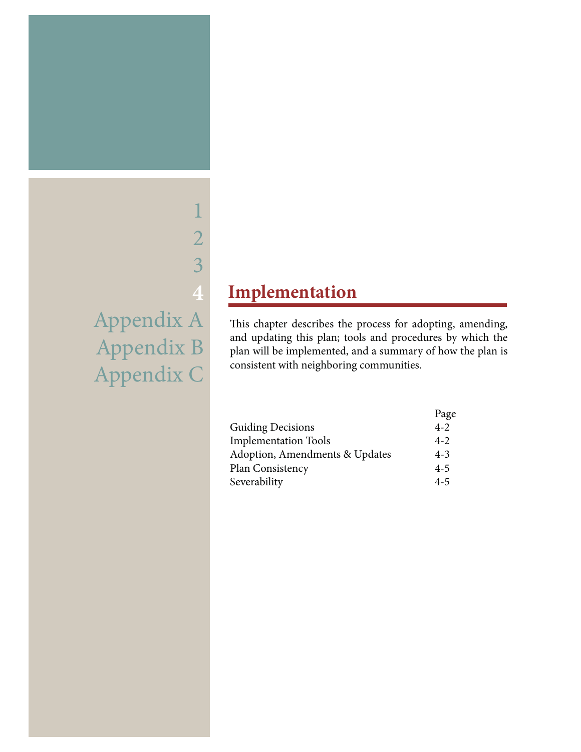1
2
3
4
Appendix A
Appendix B
Appendix C

# Implementation

This chapter describes the process for adopting, amending, and updating this plan; tools and procedures by which the plan will be implemented, and a summary of how the plan is consistent with neighboring communities.

| | Page |
|---|---|
| Guiding Decisions | 4-2 |
| Implementation Tools | 4-2 |
| Adoption, Amendments & Updates | 4-3 |
| Plan Consistency | 4-5 |
| Severability | 4-5 |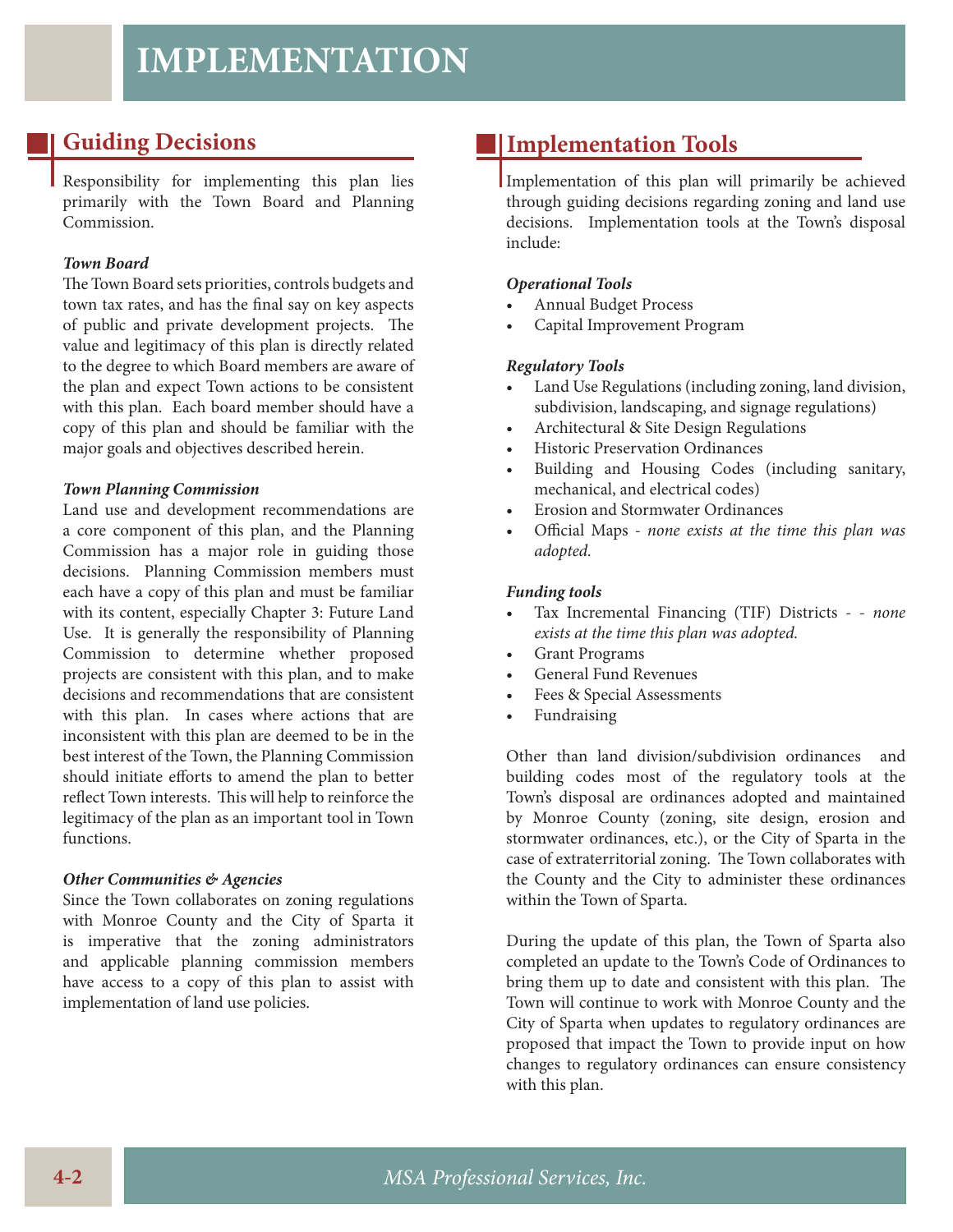# IMPLEMENTATION

## Guiding Decisions

Responsibility for implementing this plan lies primarily with the Town Board and Planning Commission.

***Town Board***

The Town Board sets priorities, controls budgets and town tax rates, and has the final say on key aspects of public and private development projects. The value and legitimacy of this plan is directly related to the degree to which Board members are aware of the plan and expect Town actions to be consistent with this plan. Each board member should have a copy of this plan and should be familiar with the major goals and objectives described herein.

***Town Planning Commission***

Land use and development recommendations are a core component of this plan, and the Planning Commission has a major role in guiding those decisions. Planning Commission members must each have a copy of this plan and must be familiar with its content, especially Chapter 3: Future Land Use. It is generally the responsibility of Planning Commission to determine whether proposed projects are consistent with this plan, and to make decisions and recommendations that are consistent with this plan. In cases where actions that are inconsistent with this plan are deemed to be in the best interest of the Town, the Planning Commission should initiate efforts to amend the plan to better reflect Town interests. This will help to reinforce the legitimacy of the plan as an important tool in Town functions.

***Other Communities & Agencies***

Since the Town collaborates on zoning regulations with Monroe County and the City of Sparta it is imperative that the zoning administrators and applicable planning commission members have access to a copy of this plan to assist with implementation of land use policies.

## Implementation Tools

Implementation of this plan will primarily be achieved through guiding decisions regarding zoning and land use decisions. Implementation tools at the Town's disposal include:

***Operational Tools***

- Annual Budget Process
- Capital Improvement Program

***Regulatory Tools***

- Land Use Regulations (including zoning, land division, subdivision, landscaping, and signage regulations)
- Architectural & Site Design Regulations
- Historic Preservation Ordinances
- Building and Housing Codes (including sanitary, mechanical, and electrical codes)
- Erosion and Stormwater Ordinances
- Official Maps - *none exists at the time this plan was adopted.*

***Funding tools***

- Tax Incremental Financing (TIF) Districts - - *none exists at the time this plan was adopted.*
- Grant Programs
- General Fund Revenues
- Fees & Special Assessments
- Fundraising

Other than land division/subdivision ordinances and building codes most of the regulatory tools at the Town's disposal are ordinances adopted and maintained by Monroe County (zoning, site design, erosion and stormwater ordinances, etc.), or the City of Sparta in the case of extraterritorial zoning. The Town collaborates with the County and the City to administer these ordinances within the Town of Sparta.

During the update of this plan, the Town of Sparta also completed an update to the Town's Code of Ordinances to bring them up to date and consistent with this plan. The Town will continue to work with Monroe County and the City of Sparta when updates to regulatory ordinances are proposed that impact the Town to provide input on how changes to regulatory ordinances can ensure consistency with this plan.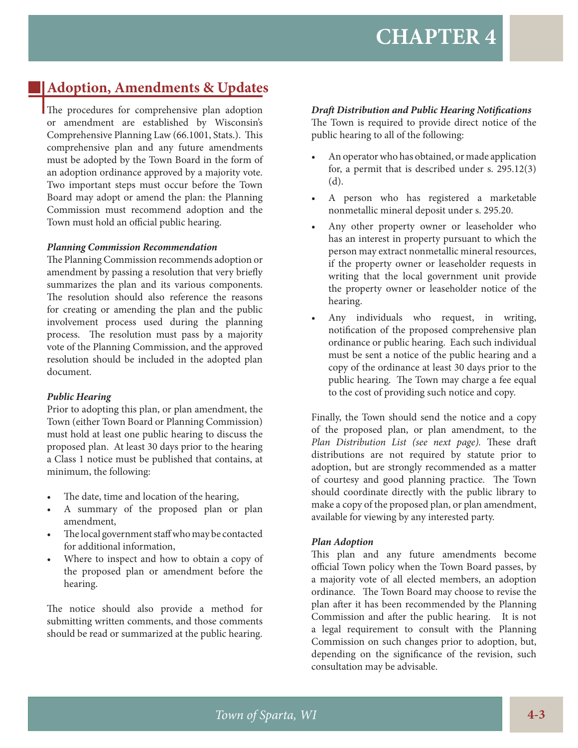# CHAPTER 4

## Adoption, Amendments & Updates

The procedures for comprehensive plan adoption or amendment are established by Wisconsin's Comprehensive Planning Law (66.1001, Stats.). This comprehensive plan and any future amendments must be adopted by the Town Board in the form of an adoption ordinance approved by a majority vote. Two important steps must occur before the Town Board may adopt or amend the plan: the Planning Commission must recommend adoption and the Town must hold an official public hearing.

***Planning Commission Recommendation***

The Planning Commission recommends adoption or amendment by passing a resolution that very briefly summarizes the plan and its various components. The resolution should also reference the reasons for creating or amending the plan and the public involvement process used during the planning process. The resolution must pass by a majority vote of the Planning Commission, and the approved resolution should be included in the adopted plan document.

***Public Hearing***

Prior to adopting this plan, or plan amendment, the Town (either Town Board or Planning Commission) must hold at least one public hearing to discuss the proposed plan. At least 30 days prior to the hearing a Class 1 notice must be published that contains, at minimum, the following:

- The date, time and location of the hearing,
- A summary of the proposed plan or plan amendment,
- The local government staff who may be contacted for additional information,
- Where to inspect and how to obtain a copy of the proposed plan or amendment before the hearing.

The notice should also provide a method for submitting written comments, and those comments should be read or summarized at the public hearing.

***Draft Distribution and Public Hearing Notifications***

The Town is required to provide direct notice of the public hearing to all of the following:

- An operator who has obtained, or made application for, a permit that is described under s. 295.12(3)(d).
- A person who has registered a marketable nonmetallic mineral deposit under s. 295.20.
- Any other property owner or leaseholder who has an interest in property pursuant to which the person may extract nonmetallic mineral resources, if the property owner or leaseholder requests in writing that the local government unit provide the property owner or leaseholder notice of the hearing.
- Any individuals who request, in writing, notification of the proposed comprehensive plan ordinance or public hearing. Each such individual must be sent a notice of the public hearing and a copy of the ordinance at least 30 days prior to the public hearing. The Town may charge a fee equal to the cost of providing such notice and copy.

Finally, the Town should send the notice and a copy of the proposed plan, or plan amendment, to the *Plan Distribution List (see next page)*. These draft distributions are not required by statute prior to adoption, but are strongly recommended as a matter of courtesy and good planning practice. The Town should coordinate directly with the public library to make a copy of the proposed plan, or plan amendment, available for viewing by any interested party.

***Plan Adoption***

This plan and any future amendments become official Town policy when the Town Board passes, by a majority vote of all elected members, an adoption ordinance. The Town Board may choose to revise the plan after it has been recommended by the Planning Commission and after the public hearing. It is not a legal requirement to consult with the Planning Commission on such changes prior to adoption, but, depending on the significance of the revision, such consultation may be advisable.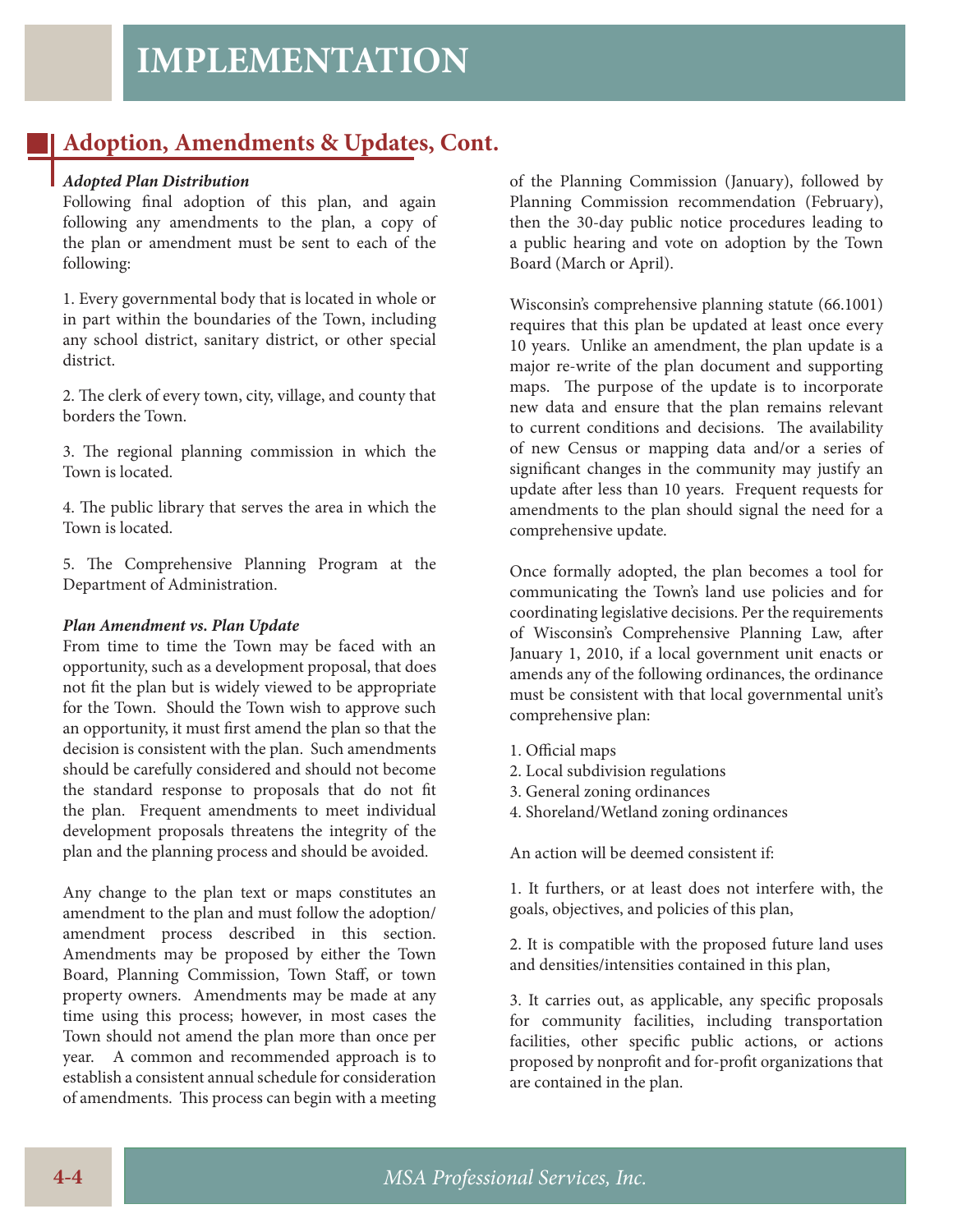# IMPLEMENTATION

## Adoption, Amendments & Updates, Cont.

***Adopted Plan Distribution***

Following final adoption of this plan, and again following any amendments to the plan, a copy of the plan or amendment must be sent to each of the following:

1. Every governmental body that is located in whole or in part within the boundaries of the Town, including any school district, sanitary district, or other special district.

2. The clerk of every town, city, village, and county that borders the Town.

3. The regional planning commission in which the Town is located.

4. The public library that serves the area in which the Town is located.

5. The Comprehensive Planning Program at the Department of Administration.

***Plan Amendment vs. Plan Update***

From time to time the Town may be faced with an opportunity, such as a development proposal, that does not fit the plan but is widely viewed to be appropriate for the Town. Should the Town wish to approve such an opportunity, it must first amend the plan so that the decision is consistent with the plan. Such amendments should be carefully considered and should not become the standard response to proposals that do not fit the plan. Frequent amendments to meet individual development proposals threatens the integrity of the plan and the planning process and should be avoided.

Any change to the plan text or maps constitutes an amendment to the plan and must follow the adoption/amendment process described in this section. Amendments may be proposed by either the Town Board, Planning Commission, Town Staff, or town property owners. Amendments may be made at any time using this process; however, in most cases the Town should not amend the plan more than once per year. A common and recommended approach is to establish a consistent annual schedule for consideration of amendments. This process can begin with a meeting of the Planning Commission (January), followed by Planning Commission recommendation (February), then the 30-day public notice procedures leading to a public hearing and vote on adoption by the Town Board (March or April).

Wisconsin's comprehensive planning statute (66.1001) requires that this plan be updated at least once every 10 years. Unlike an amendment, the plan update is a major re-write of the plan document and supporting maps. The purpose of the update is to incorporate new data and ensure that the plan remains relevant to current conditions and decisions. The availability of new Census or mapping data and/or a series of significant changes in the community may justify an update after less than 10 years. Frequent requests for amendments to the plan should signal the need for a comprehensive update.

Once formally adopted, the plan becomes a tool for communicating the Town's land use policies and for coordinating legislative decisions. Per the requirements of Wisconsin's Comprehensive Planning Law, after January 1, 2010, if a local government unit enacts or amends any of the following ordinances, the ordinance must be consistent with that local governmental unit's comprehensive plan:

1. Official maps
2. Local subdivision regulations
3. General zoning ordinances
4. Shoreland/Wetland zoning ordinances

An action will be deemed consistent if:

1. It furthers, or at least does not interfere with, the goals, objectives, and policies of this plan,

2. It is compatible with the proposed future land uses and densities/intensities contained in this plan,

3. It carries out, as applicable, any specific proposals for community facilities, including transportation facilities, other specific public actions, or actions proposed by nonprofit and for-profit organizations that are contained in the plan.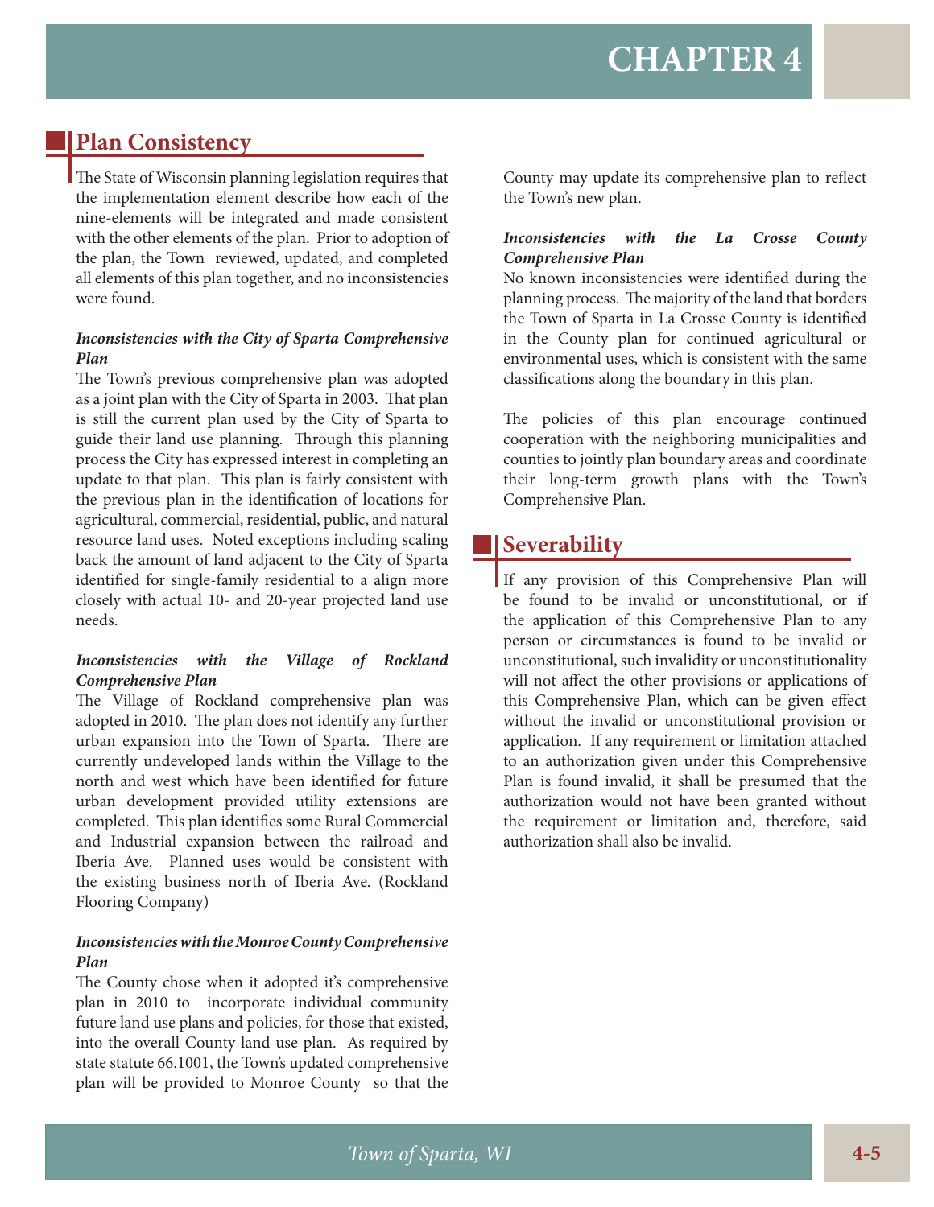## Plan Consistency

The State of Wisconsin planning legislation requires that the implementation element describe how each of the nine-elements will be integrated and made consistent with the other elements of the plan. Prior to adoption of the plan, the Town reviewed, updated, and completed all elements of this plan together, and no inconsistencies were found.

***Inconsistencies with the City of Sparta Comprehensive Plan***

The Town's previous comprehensive plan was adopted as a joint plan with the City of Sparta in 2003. That plan is still the current plan used by the City of Sparta to guide their land use planning. Through this planning process the City has expressed interest in completing an update to that plan. This plan is fairly consistent with the previous plan in the identification of locations for agricultural, commercial, residential, public, and natural resource land uses. Noted exceptions including scaling back the amount of land adjacent to the City of Sparta identified for single-family residential to a align more closely with actual 10- and 20-year projected land use needs.

***Inconsistencies with the Village of Rockland Comprehensive Plan***

The Village of Rockland comprehensive plan was adopted in 2010. The plan does not identify any further urban expansion into the Town of Sparta. There are currently undeveloped lands within the Village to the north and west which have been identified for future urban development provided utility extensions are completed. This plan identifies some Rural Commercial and Industrial expansion between the railroad and Iberia Ave. Planned uses would be consistent with the existing business north of Iberia Ave. (Rockland Flooring Company)

***Inconsistencies with the Monroe County Comprehensive Plan***

The County chose when it adopted it's comprehensive plan in 2010 to incorporate individual community future land use plans and policies, for those that existed, into the overall County land use plan. As required by state statute 66.1001, the Town's updated comprehensive plan will be provided to Monroe County so that the County may update its comprehensive plan to reflect the Town's new plan.

***Inconsistencies with the La Crosse County Comprehensive Plan***

No known inconsistencies were identified during the planning process. The majority of the land that borders the Town of Sparta in La Crosse County is identified in the County plan for continued agricultural or environmental uses, which is consistent with the same classifications along the boundary in this plan.

The policies of this plan encourage continued cooperation with the neighboring municipalities and counties to jointly plan boundary areas and coordinate their long-term growth plans with the Town's Comprehensive Plan.

## Severability

If any provision of this Comprehensive Plan will be found to be invalid or unconstitutional, or if the application of this Comprehensive Plan to any person or circumstances is found to be invalid or unconstitutional, such invalidity or unconstitutionality will not affect the other provisions or applications of this Comprehensive Plan, which can be given effect without the invalid or unconstitutional provision or application. If any requirement or limitation attached to an authorization given under this Comprehensive Plan is found invalid, it shall be presumed that the authorization would not have been granted without the requirement or limitation and, therefore, said authorization shall also be invalid.